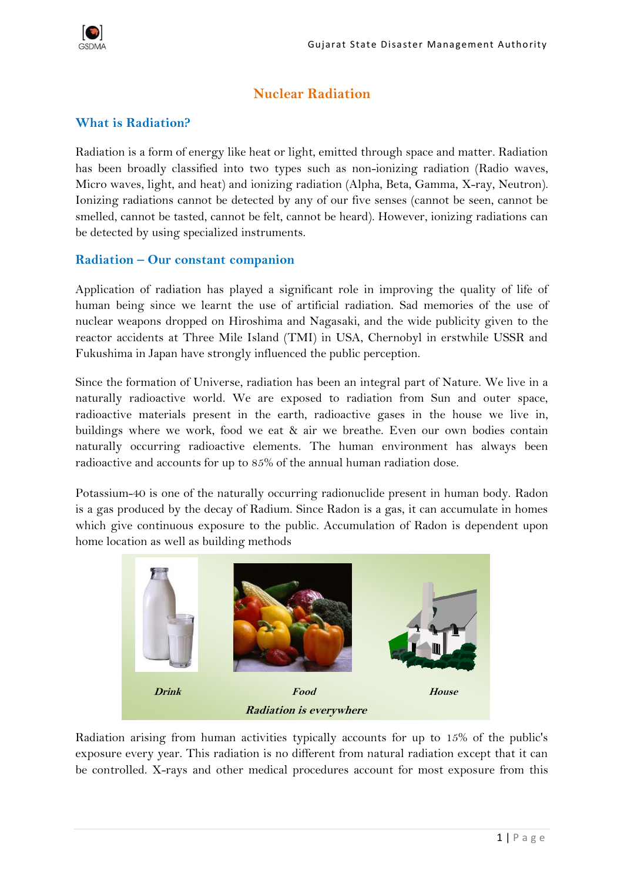# Nuclear Radiation

## What is Radiation?

Radiation is a form of energy like heat or light, emitted through space and matter. Radiation has been broadly classified into two types such as non-ionizing radiation (Radio waves, Micro waves, light, and heat) and ionizing radiation (Alpha, Beta, Gamma, X-ray, Neutron). Ionizing radiations cannot be detected by any of our five senses (cannot be seen, cannot be smelled, cannot be tasted, cannot be felt, cannot be heard). However, ionizing radiations can be detected by using specialized instruments.

## Radiation – Our constant companion

Application of radiation has played a significant role in improving the quality of life of human being since we learnt the use of artificial radiation. Sad memories of the use of nuclear weapons dropped on Hiroshima and Nagasaki, and the wide publicity given to the reactor accidents at Three Mile Island (TMI) in USA, Chernobyl in erstwhile USSR and Fukushima in Japan have strongly influenced the public perception.

Since the formation of Universe, radiation has been an integral part of Nature. We live in a naturally radioactive world. We are exposed to radiation from Sun and outer space, radioactive materials present in the earth, radioactive gases in the house we live in, buildings where we work, food we eat & air we breathe. Even our own bodies contain naturally occurring radioactive elements. The human environment has always been radioactive and accounts for up to 85% of the annual human radiation dose.

Potassium-40 is one of the naturally occurring radionuclide present in human body. Radon is a gas produced by the decay of Radium. Since Radon is a gas, it can accumulate in homes which give continuous exposure to the public. Accumulation of Radon is dependent upon home location as well as building methods

*Drink* *Food* *House*

***Radiation is everywhere***

Radiation arising from human activities typically accounts for up to 15% of the public's exposure every year. This radiation is no different from natural radiation except that it can be controlled. X-rays and other medical procedures account for most exposure from this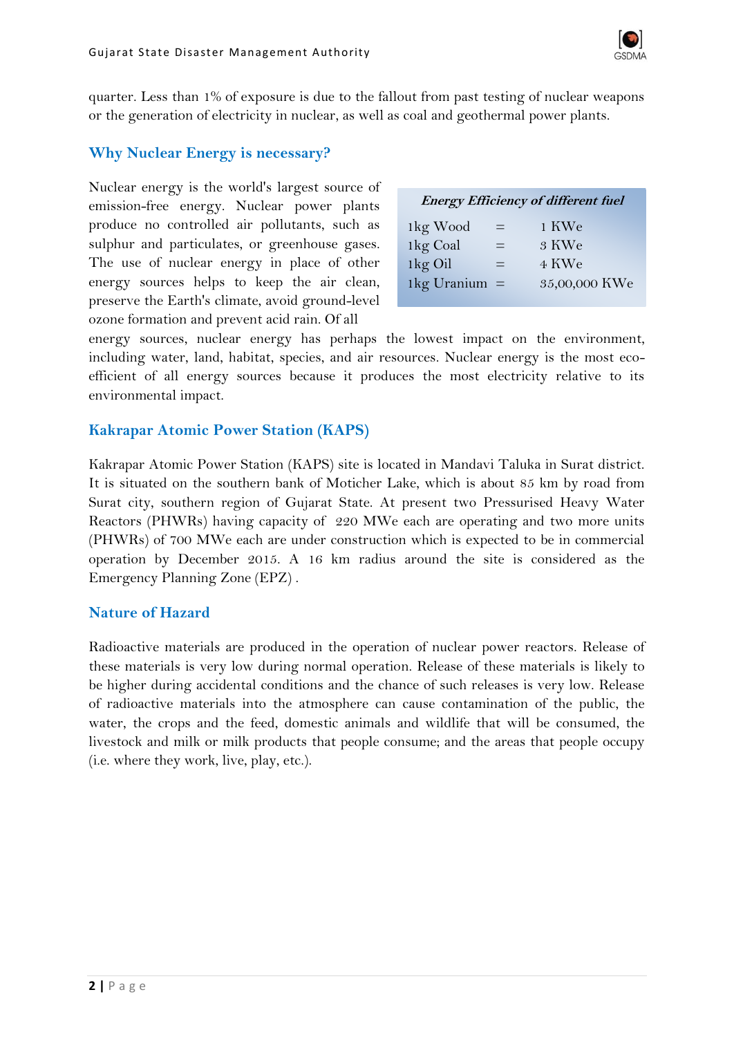quarter. Less than 1% of exposure is due to the fallout from past testing of nuclear weapons or the generation of electricity in nuclear, as well as coal and geothermal power plants.

## Why Nuclear Energy is necessary?

| *Energy Efficiency of different fuel* | | |
|---|---|---|
| 1kg Wood | = | 1 KWe |
| 1kg Coal | = | 3 KWe |
| 1kg Oil | = | 4 KWe |
| 1kg Uranium | = | 35,00,000 KWe |

Nuclear energy is the world's largest source of emission-free energy. Nuclear power plants produce no controlled air pollutants, such as sulphur and particulates, or greenhouse gases. The use of nuclear energy in place of other energy sources helps to keep the air clean, preserve the Earth's climate, avoid ground-level ozone formation and prevent acid rain. Of all energy sources, nuclear energy has perhaps the lowest impact on the environment, including water, land, habitat, species, and air resources. Nuclear energy is the most eco-efficient of all energy sources because it produces the most electricity relative to its environmental impact.

## Kakrapar Atomic Power Station (KAPS)

Kakrapar Atomic Power Station (KAPS) site is located in Mandavi Taluka in Surat district. It is situated on the southern bank of Moticher Lake, which is about 85 km by road from Surat city, southern region of Gujarat State. At present two Pressurised Heavy Water Reactors (PHWRs) having capacity of 220 MWe each are operating and two more units (PHWRs) of 700 MWe each are under construction which is expected to be in commercial operation by December 2015. A 16 km radius around the site is considered as the Emergency Planning Zone (EPZ) .

## Nature of Hazard

Radioactive materials are produced in the operation of nuclear power reactors. Release of these materials is very low during normal operation. Release of these materials is likely to be higher during accidental conditions and the chance of such releases is very low. Release of radioactive materials into the atmosphere can cause contamination of the public, the water, the crops and the feed, domestic animals and wildlife that will be consumed, the livestock and milk or milk products that people consume; and the areas that people occupy (i.e. where they work, live, play, etc.).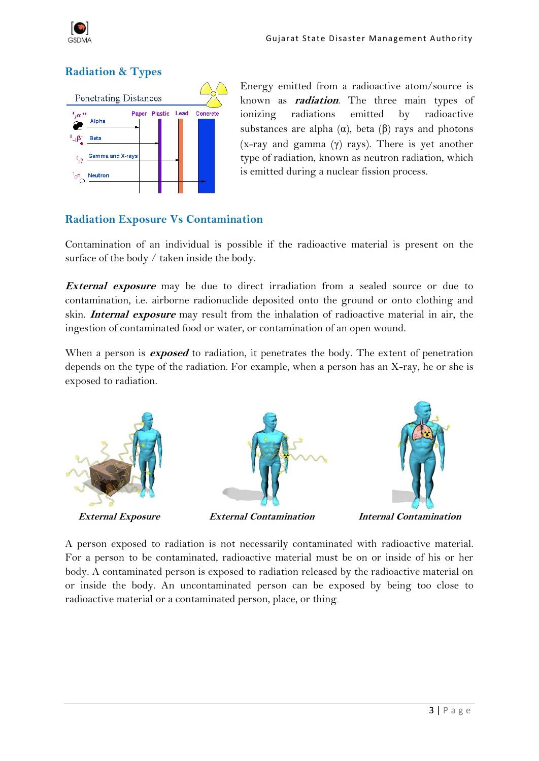## Radiation & Types

Energy emitted from a radioactive atom/source is known as ***radiation***. The three main types of ionizing radiations emitted by radioactive substances are alpha (α), beta (β) rays and photons (x-ray and gamma (γ) rays). There is yet another type of radiation, known as neutron radiation, which is emitted during a nuclear fission process.

## Radiation Exposure Vs Contamination

Contamination of an individual is possible if the radioactive material is present on the surface of the body / taken inside the body.

***External exposure*** may be due to direct irradiation from a sealed source or due to contamination, i.e. airborne radionuclide deposited onto the ground or onto clothing and skin. ***Internal exposure*** may result from the inhalation of radioactive material in air, the ingestion of contaminated food or water, or contamination of an open wound.

When a person is ***exposed*** to radiation, it penetrates the body. The extent of penetration depends on the type of the radiation. For example, when a person has an X-ray, he or she is exposed to radiation.

*External Exposure* *External Contamination* *Internal Contamination*

A person exposed to radiation is not necessarily contaminated with radioactive material. For a person to be contaminated, radioactive material must be on or inside of his or her body. A contaminated person is exposed to radiation released by the radioactive material on or inside the body. An uncontaminated person can be exposed by being too close to radioactive material or a contaminated person, place, or thing.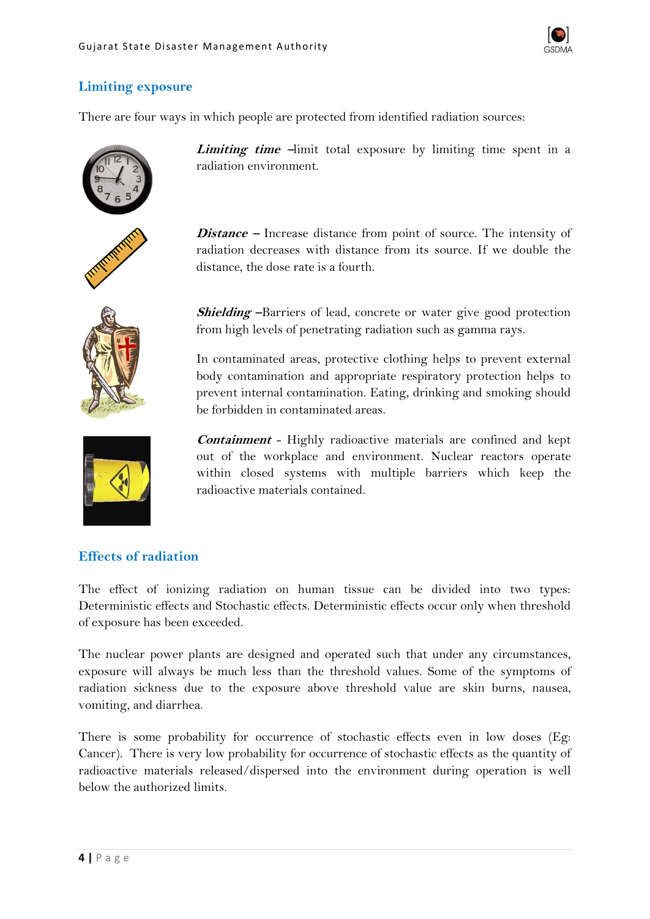## Limiting exposure

There are four ways in which people are protected from identified radiation sources:

***Limiting time*** –limit total exposure by limiting time spent in a radiation environment.

***Distance*** – Increase distance from point of source. The intensity of radiation decreases with distance from its source. If we double the distance, the dose rate is a fourth.

***Shielding*** –Barriers of lead, concrete or water give good protection from high levels of penetrating radiation such as gamma rays.

In contaminated areas, protective clothing helps to prevent external body contamination and appropriate respiratory protection helps to prevent internal contamination. Eating, drinking and smoking should be forbidden in contaminated areas.

***Containment*** - Highly radioactive materials are confined and kept out of the workplace and environment. Nuclear reactors operate within closed systems with multiple barriers which keep the radioactive materials contained.

## Effects of radiation

The effect of ionizing radiation on human tissue can be divided into two types: Deterministic effects and Stochastic effects. Deterministic effects occur only when threshold of exposure has been exceeded.

The nuclear power plants are designed and operated such that under any circumstances, exposure will always be much less than the threshold values. Some of the symptoms of radiation sickness due to the exposure above threshold value are skin burns, nausea, vomiting, and diarrhea.

There is some probability for occurrence of stochastic effects even in low doses (Eg: Cancer). There is very low probability for occurrence of stochastic effects as the quantity of radioactive materials released/dispersed into the environment during operation is well below the authorized limits.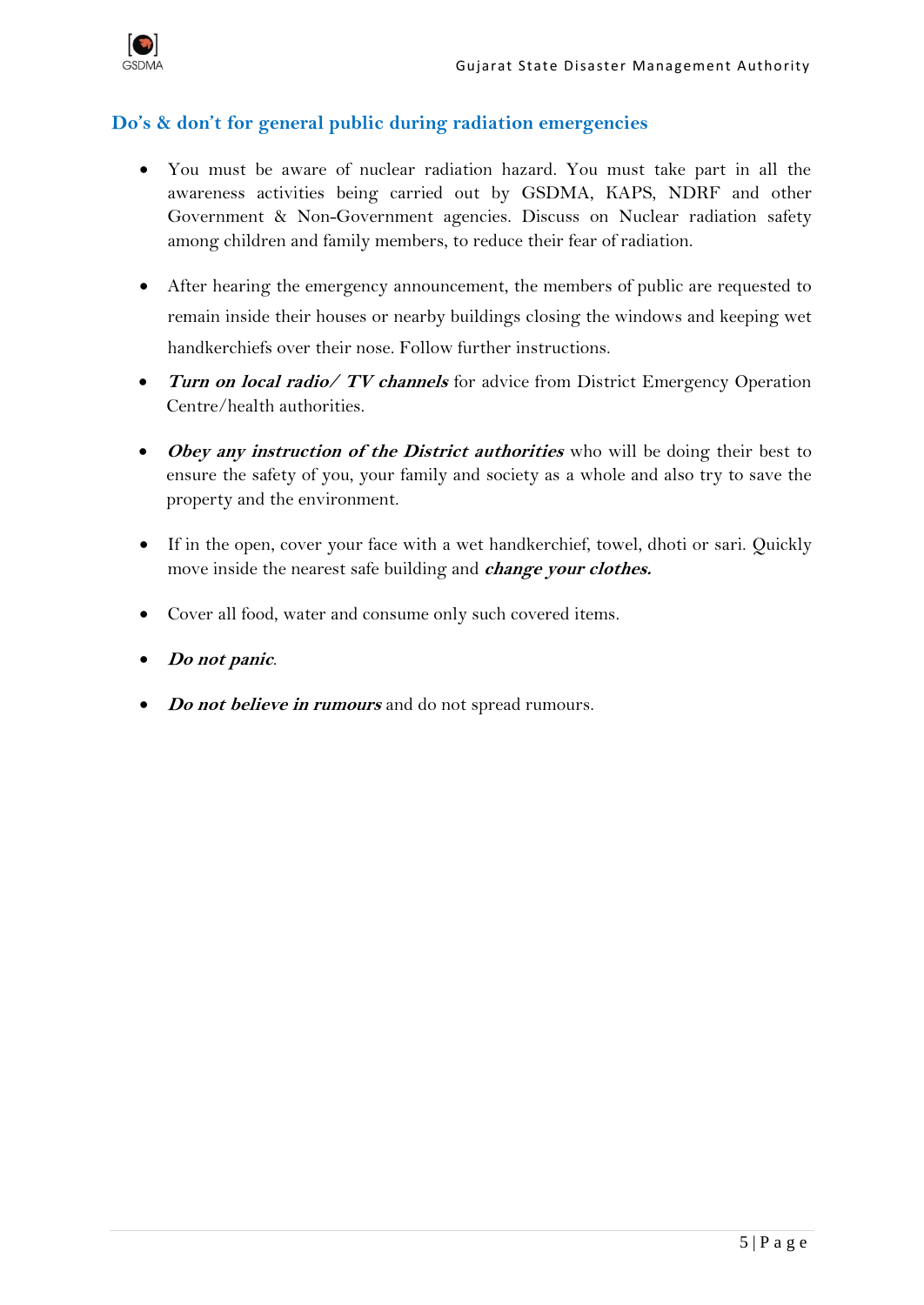## Do's & don't for general public during radiation emergencies

- You must be aware of nuclear radiation hazard. You must take part in all the awareness activities being carried out by GSDMA, KAPS, NDRF and other Government & Non-Government agencies. Discuss on Nuclear radiation safety among children and family members, to reduce their fear of radiation.
- After hearing the emergency announcement, the members of public are requested to remain inside their houses or nearby buildings closing the windows and keeping wet handkerchiefs over their nose. Follow further instructions.
- ***Turn on local radio/ TV channels*** for advice from District Emergency Operation Centre/health authorities.
- ***Obey any instruction of the District authorities*** who will be doing their best to ensure the safety of you, your family and society as a whole and also try to save the property and the environment.
- If in the open, cover your face with a wet handkerchief, towel, dhoti or sari. Quickly move inside the nearest safe building and ***change your clothes.***
- Cover all food, water and consume only such covered items.
- ***Do not panic***.
- ***Do not believe in rumours*** and do not spread rumours.